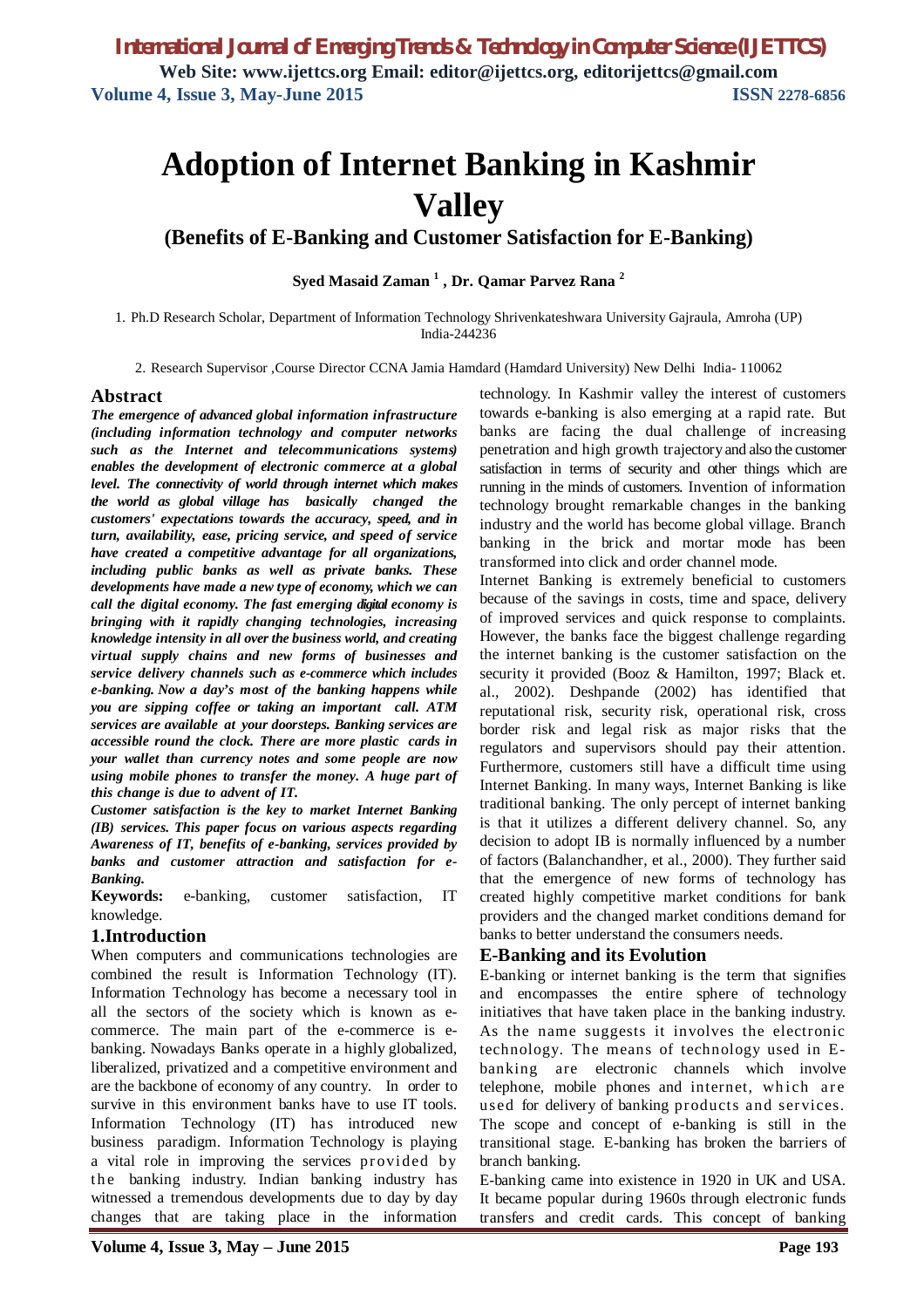# Adoption of Internet Banking in Kashmir Valley

## (Benefits of E-Banking and Customer Satisfaction for E-Banking)

**Syed Masaid Zaman [1] , Dr. Qamar Parvez Rana [2]**

1. Ph.D Research Scholar, Department of Information Technology Shrivenkateshwara University Gajraula, Amroha (UP) India-244236

2. Research Supervisor ,Course Director CCNA Jamia Hamdard (Hamdard University) New Delhi India- 110062

## Abstract

***The emergence of advanced global information infrastructure (including information technology and computer networks such as the Internet and telecommunications systems) enables the development of electronic commerce at a global level. The connectivity of world through internet which makes the world as global village has basically changed the customers' expectations towards the accuracy, speed, and in turn, availability, ease, pricing service, and speed of service have created a competitive advantage for all organizations, including public banks as well as private banks. These developments have made a new type of economy, which we can call the digital economy. The fast emerging digital economy is bringing with it rapidly changing technologies, increasing knowledge intensity in all over the business world, and creating virtual supply chains and new forms of businesses and service delivery channels such as e-commerce which includes e-banking. Now a day's most of the banking happens while you are sipping coffee or taking an important call. ATM services are available at your doorsteps. Banking services are accessible round the clock. There are more plastic cards in your wallet than currency notes and some people are now using mobile phones to transfer the money. A huge part of this change is due to advent of IT.***

***Customer satisfaction is the key to market Internet Banking (IB) services. This paper focus on various aspects regarding Awareness of IT, benefits of e-banking, services provided by banks and customer attraction and satisfaction for e-Banking.***

**Keywords:** e-banking, customer satisfaction, IT knowledge.

## 1.Introduction

When computers and communications technologies are combined the result is Information Technology (IT). Information Technology has become a necessary tool in all the sectors of the society which is known as e-commerce. The main part of the e-commerce is e-banking. Nowadays Banks operate in a highly globalized, liberalized, privatized and a competitive environment and are the backbone of economy of any country. In order to survive in this environment banks have to use IT tools. Information Technology (IT) has introduced new business paradigm. Information Technology is playing a vital role in improving the services provided by the banking industry. Indian banking industry has witnessed a tremendous developments due to day by day changes that are taking place in the information technology. In Kashmir valley the interest of customers towards e-banking is also emerging at a rapid rate. But banks are facing the dual challenge of increasing penetration and high growth trajectory and also the customer satisfaction in terms of security and other things which are running in the minds of customers. Invention of information technology brought remarkable changes in the banking industry and the world has become global village. Branch banking in the brick and mortar mode has been transformed into click and order channel mode.

Internet Banking is extremely beneficial to customers because of the savings in costs, time and space, delivery of improved services and quick response to complaints. However, the banks face the biggest challenge regarding the internet banking is the customer satisfaction on the security it provided (Booz & Hamilton, 1997; Black et. al., 2002). Deshpande (2002) has identified that reputational risk, security risk, operational risk, cross border risk and legal risk as major risks that the regulators and supervisors should pay their attention. Furthermore, customers still have a difficult time using Internet Banking. In many ways, Internet Banking is like traditional banking. The only percept of internet banking is that it utilizes a different delivery channel. So, any decision to adopt IB is normally influenced by a number of factors (Balanchandher, et al., 2000). They further said that the emergence of new forms of technology has created highly competitive market conditions for bank providers and the changed market conditions demand for banks to better understand the consumers needs.

## E-Banking and its Evolution

E-banking or internet banking is the term that signifies and encompasses the entire sphere of technology initiatives that have taken place in the banking industry. As the name suggests it involves the electronic technology. The means of technology used in E-banking are electronic channels which involve telephone, mobile phones and internet, which are used for delivery of banking products and services. The scope and concept of e-banking is still in the transitional stage. E-banking has broken the barriers of branch banking.

E-banking came into existence in 1920 in UK and USA. It became popular during 1960s through electronic funds transfers and credit cards. This concept of banking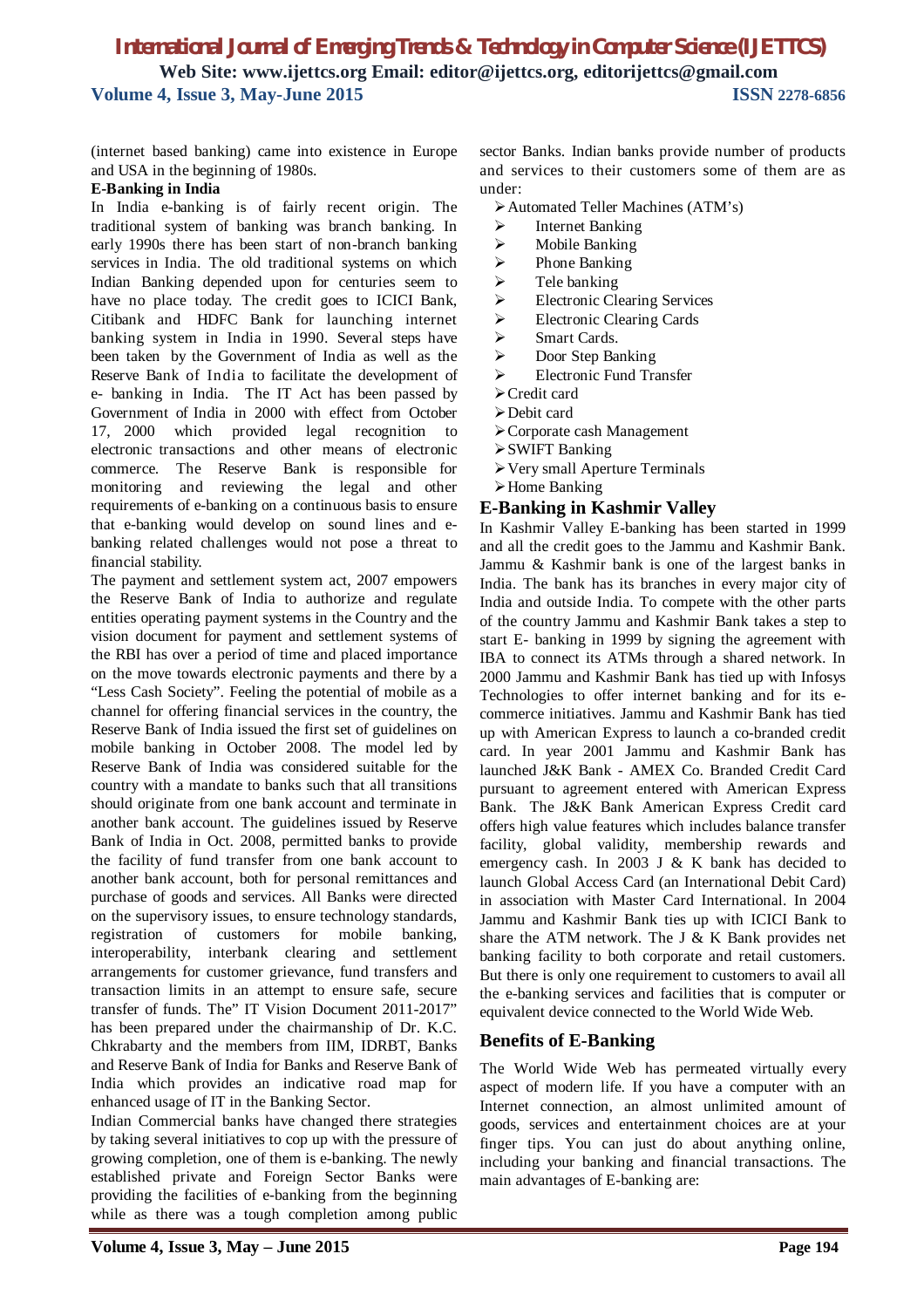(internet based banking) came into existence in Europe and USA in the beginning of 1980s.

**E-Banking in India**

In India e-banking is of fairly recent origin. The traditional system of banking was branch banking. In early 1990s there has been start of non-branch banking services in India. The old traditional systems on which Indian Banking depended upon for centuries seem to have no place today. The credit goes to ICICI Bank, Citibank and HDFC Bank for launching internet banking system in India in 1990. Several steps have been taken by the Government of India as well as the Reserve Bank of India to facilitate the development of e- banking in India. The IT Act has been passed by Government of India in 2000 with effect from October 17, 2000 which provided legal recognition to electronic transactions and other means of electronic commerce. The Reserve Bank is responsible for monitoring and reviewing the legal and other requirements of e-banking on a continuous basis to ensure that e-banking would develop on sound lines and e-banking related challenges would not pose a threat to financial stability.

The payment and settlement system act, 2007 empowers the Reserve Bank of India to authorize and regulate entities operating payment systems in the Country and the vision document for payment and settlement systems of the RBI has over a period of time and placed importance on the move towards electronic payments and there by a "Less Cash Society". Feeling the potential of mobile as a channel for offering financial services in the country, the Reserve Bank of India issued the first set of guidelines on mobile banking in October 2008. The model led by Reserve Bank of India was considered suitable for the country with a mandate to banks such that all transitions should originate from one bank account and terminate in another bank account. The guidelines issued by Reserve Bank of India in Oct. 2008, permitted banks to provide the facility of fund transfer from one bank account to another bank account, both for personal remittances and purchase of goods and services. All Banks were directed on the supervisory issues, to ensure technology standards, registration of customers for mobile banking, interoperability, interbank clearing and settlement arrangements for customer grievance, fund transfers and transaction limits in an attempt to ensure safe, secure transfer of funds. The" IT Vision Document 2011-2017" has been prepared under the chairmanship of Dr. K.C. Chkrabarty and the members from IIM, IDRBT, Banks and Reserve Bank of India for Banks and Reserve Bank of India which provides an indicative road map for enhanced usage of IT in the Banking Sector.

Indian Commercial banks have changed there strategies by taking several initiatives to cop up with the pressure of growing completion, one of them is e-banking. The newly established private and Foreign Sector Banks were providing the facilities of e-banking from the beginning while as there was a tough completion among public sector Banks. Indian banks provide number of products and services to their customers some of them are as under:

- Automated Teller Machines (ATM's)
- Internet Banking
- Mobile Banking
- Phone Banking
- Tele banking
- Electronic Clearing Services
- Electronic Clearing Cards
- Smart Cards.
- Door Step Banking
- Electronic Fund Transfer
- Credit card
- Debit card
- Corporate cash Management
- SWIFT Banking
- Very small Aperture Terminals
- Home Banking

## E-Banking in Kashmir Valley

In Kashmir Valley E-banking has been started in 1999 and all the credit goes to the Jammu and Kashmir Bank. Jammu & Kashmir bank is one of the largest banks in India. The bank has its branches in every major city of India and outside India. To compete with the other parts of the country Jammu and Kashmir Bank takes a step to start E- banking in 1999 by signing the agreement with IBA to connect its ATMs through a shared network. In 2000 Jammu and Kashmir Bank has tied up with Infosys Technologies to offer internet banking and for its e-commerce initiatives. Jammu and Kashmir Bank has tied up with American Express to launch a co-branded credit card. In year 2001 Jammu and Kashmir Bank has launched J&K Bank - AMEX Co. Branded Credit Card pursuant to agreement entered with American Express Bank. The J&K Bank American Express Credit card offers high value features which includes balance transfer facility, global validity, membership rewards and emergency cash. In 2003 J & K bank has decided to launch Global Access Card (an International Debit Card) in association with Master Card International. In 2004 Jammu and Kashmir Bank ties up with ICICI Bank to share the ATM network. The J & K Bank provides net banking facility to both corporate and retail customers. But there is only one requirement to customers to avail all the e-banking services and facilities that is computer or equivalent device connected to the World Wide Web.

## Benefits of E-Banking

The World Wide Web has permeated virtually every aspect of modern life. If you have a computer with an Internet connection, an almost unlimited amount of goods, services and entertainment choices are at your finger tips. You can just do about anything online, including your banking and financial transactions. The main advantages of E-banking are: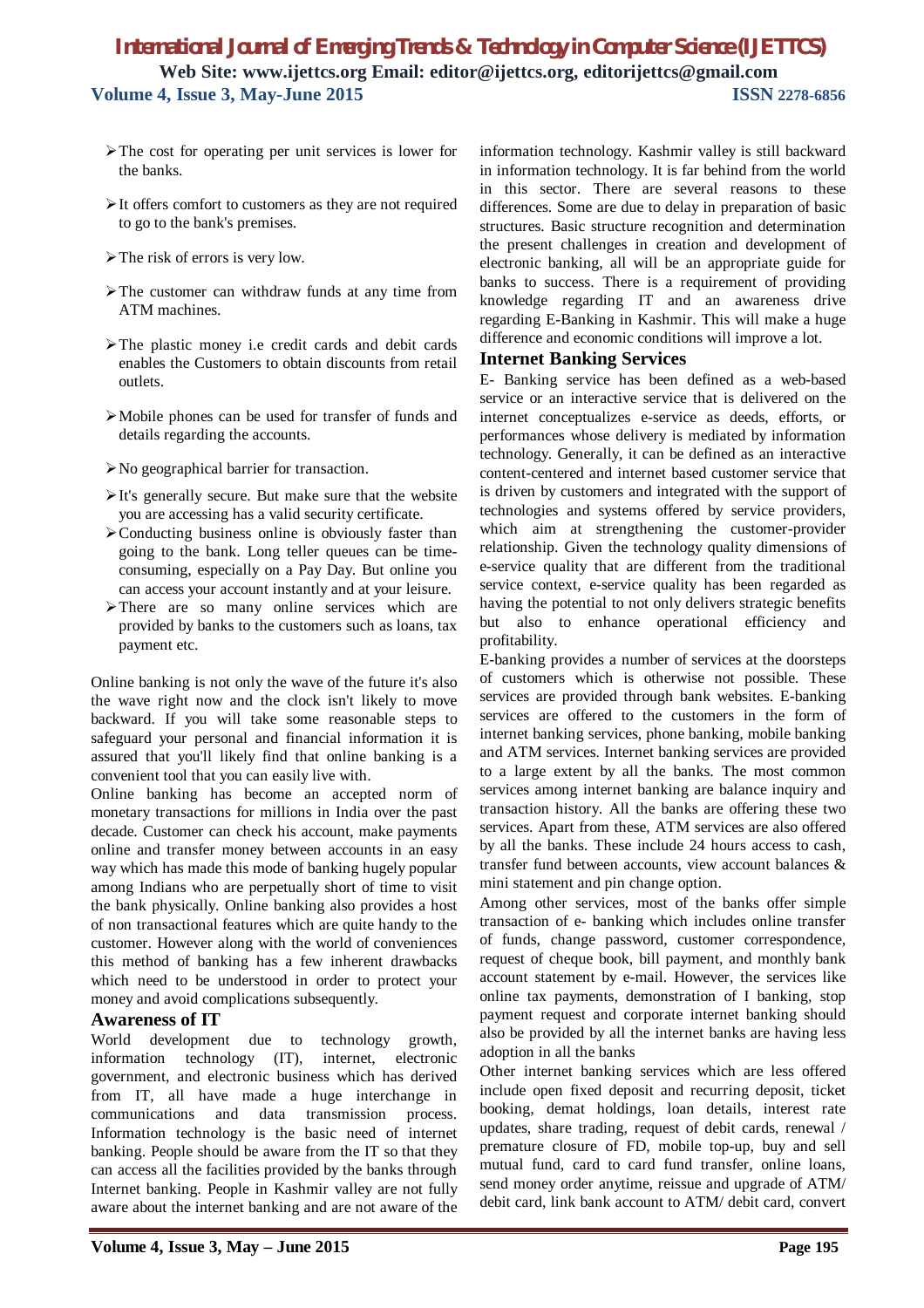- The cost for operating per unit services is lower for the banks.
- It offers comfort to customers as they are not required to go to the bank's premises.
- The risk of errors is very low.
- The customer can withdraw funds at any time from ATM machines.
- The plastic money i.e credit cards and debit cards enables the Customers to obtain discounts from retail outlets.
- Mobile phones can be used for transfer of funds and details regarding the accounts.
- No geographical barrier for transaction.
- It's generally secure. But make sure that the website you are accessing has a valid security certificate.
- Conducting business online is obviously faster than going to the bank. Long teller queues can be time-consuming, especially on a Pay Day. But online you can access your account instantly and at your leisure.
- There are so many online services which are provided by banks to the customers such as loans, tax payment etc.

Online banking is not only the wave of the future it's also the wave right now and the clock isn't likely to move backward. If you will take some reasonable steps to safeguard your personal and financial information it is assured that you'll likely find that online banking is a convenient tool that you can easily live with.

Online banking has become an accepted norm of monetary transactions for millions in India over the past decade. Customer can check his account, make payments online and transfer money between accounts in an easy way which has made this mode of banking hugely popular among Indians who are perpetually short of time to visit the bank physically. Online banking also provides a host of non transactional features which are quite handy to the customer. However along with the world of conveniences this method of banking has a few inherent drawbacks which need to be understood in order to protect your money and avoid complications subsequently.

## Awareness of IT

World development due to technology growth, information technology (IT), internet, electronic government, and electronic business which has derived from IT, all have made a huge interchange in communications and data transmission process. Information technology is the basic need of internet banking. People should be aware from the IT so that they can access all the facilities provided by the banks through Internet banking. People in Kashmir valley are not fully aware about the internet banking and are not aware of the information technology. Kashmir valley is still backward in information technology. It is far behind from the world in this sector. There are several reasons to these differences. Some are due to delay in preparation of basic structures. Basic structure recognition and determination the present challenges in creation and development of electronic banking, all will be an appropriate guide for banks to success. There is a requirement of providing knowledge regarding IT and an awareness drive regarding E-Banking in Kashmir. This will make a huge difference and economic conditions will improve a lot.

## Internet Banking Services

E- Banking service has been defined as a web-based service or an interactive service that is delivered on the internet conceptualizes e-service as deeds, efforts, or performances whose delivery is mediated by information technology. Generally, it can be defined as an interactive content-centered and internet based customer service that is driven by customers and integrated with the support of technologies and systems offered by service providers, which aim at strengthening the customer-provider relationship. Given the technology quality dimensions of e-service quality that are different from the traditional service context, e-service quality has been regarded as having the potential to not only delivers strategic benefits but also to enhance operational efficiency and profitability.

E-banking provides a number of services at the doorsteps of customers which is otherwise not possible. These services are provided through bank websites. E-banking services are offered to the customers in the form of internet banking services, phone banking, mobile banking and ATM services. Internet banking services are provided to a large extent by all the banks. The most common services among internet banking are balance inquiry and transaction history. All the banks are offering these two services. Apart from these, ATM services are also offered by all the banks. These include 24 hours access to cash, transfer fund between accounts, view account balances & mini statement and pin change option.

Among other services, most of the banks offer simple transaction of e- banking which includes online transfer of funds, change password, customer correspondence, request of cheque book, bill payment, and monthly bank account statement by e-mail. However, the services like online tax payments, demonstration of I banking, stop payment request and corporate internet banking should also be provided by all the internet banks are having less adoption in all the banks

Other internet banking services which are less offered include open fixed deposit and recurring deposit, ticket booking, demat holdings, loan details, interest rate updates, share trading, request of debit cards, renewal / premature closure of FD, mobile top-up, buy and sell mutual fund, card to card fund transfer, online loans, send money order anytime, reissue and upgrade of ATM/ debit card, link bank account to ATM/ debit card, convert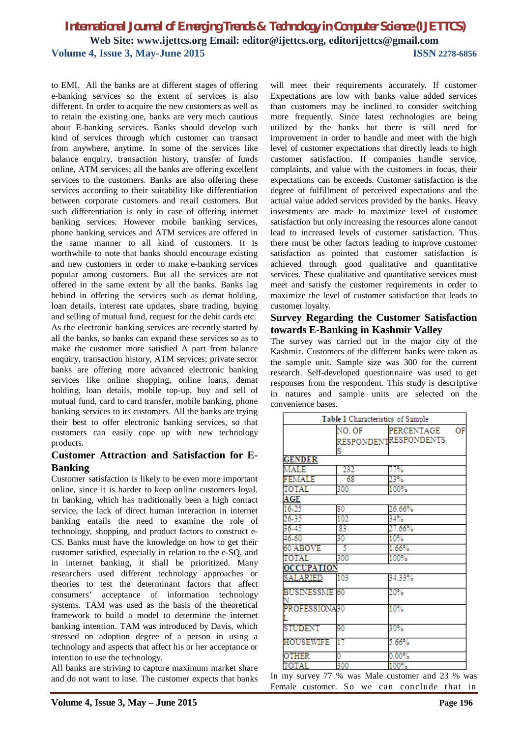to EMI. All the banks are at different stages of offering e-banking services so the extent of services is also different. In order to acquire the new customers as well as to retain the existing one, banks are very much cautious about E-banking services. Banks should develop such kind of services through which customer can transact from anywhere, anytime. In some of the services like balance enquiry, transaction history, transfer of funds online, ATM services; all the banks are offering excellent services to the customers. Banks are also offering these services according to their suitability like differentiation between corporate customers and retail customers. But such differentiation is only in case of offering internet banking services. However mobile banking services, phone banking services and ATM services are offered in the same manner to all kind of customers. It is worthwhile to note that banks should encourage existing and new customers in order to make e-banking services popular among customers. But all the services are not offered in the same extent by all the banks. Banks lag behind in offering the services such as demat holding, loan details, interest rate updates, share trading, buying and selling of mutual fund, request for the debit cards etc. As the electronic banking services are recently started by all the banks, so banks can expand these services so as to make the customer more satisfied A part from balance enquiry, transaction history, ATM services; private sector banks are offering more advanced electronic banking services like online shopping, online loans, demat holding, loan details, mobile top-up, buy and sell of mutual fund, card to card transfer, mobile banking, phone banking services to its customers. All the banks are trying their best to offer electronic banking services, so that customers can easily cope up with new technology products.

## Customer Attraction and Satisfaction for E-Banking

Customer satisfaction is likely to be even more important online, since it is harder to keep online customers loyal. In banking, which has traditionally been a high contact service, the lack of direct human interaction in internet banking entails the need to examine the role of technology, shopping, and product factors to construct e-CS. Banks must have the knowledge on how to get their customer satisfied, especially in relation to the e-SQ, and in internet banking, it shall be prioritized. Many researchers used different technology approaches or theories to test the determinant factors that affect consumers' acceptance of information technology systems. TAM was used as the basis of the theoretical framework to build a model to determine the internet banking intention. TAM was introduced by Davis, which stressed on adoption degree of a person in using a technology and aspects that affect his or her acceptance or intention to use the technology.

All banks are striving to capture maximum market share and do not want to lose. The customer expects that banks will meet their requirements accurately. If customer Expectations are low with banks value added services than customers may be inclined to consider switching more frequently. Since latest technologies are being utilized by the banks but there is still need for improvement in order to handle and meet with the high level of customer expectations that directly leads to high customer satisfaction. If companies handle service, complaints, and value with the customers in focus, their expectations can be exceeds. Customer satisfaction is the degree of fulfillment of perceived expectations and the actual value added services provided by the banks. Heavy investments are made to maximize level of customer satisfaction but only increasing the resources alone cannot lead to increased levels of customer satisfaction. Thus there must be other factors leading to improve customer satisfaction as pointed that customer satisfaction is achieved through good qualitative and quantitative services. These qualitative and quantitative services must meet and satisfy the customer requirements in order to maximize the level of customer satisfaction that leads to customer loyalty.

## Survey Regarding the Customer Satisfaction towards E-Banking in Kashmir Valley

The survey was carried out in the major city of the Kashmir. Customers of the different banks were taken as the sample unit. Sample size was 300 for the current research. Self-developed questionnaire was used to get responses from the respondent. This study is descriptive in natures and sample units are selected on the convenience bases.

**Table 1** Characteristics of Sample

| | NO. OF RESPONDENTS | PERCENTAGE OF RESPONDENTS |
|---|---|---|
| **GENDER** | | |
| MALE | 232 | 77% |
| FEMALE | 68 | 23% |
| TOTAL | 300 | 100% |
| **AGE** | | |
| 16-25 | 80 | 26.66% |
| 26-35 | 102 | 34% |
| 36-45 | 83 | 27.66% |
| 46-60 | 30 | 10% |
| 60 ABOVE | 5 | 1.66% |
| TOTAL | 300 | 100% |
| **OCCUPATION** | | |
| SALARIED | 103 | 34.33% |
| BUSINESSMEN | 60 | 20% |
| PROFESSIONAL | 30 | 10% |
| STUDENT | 90 | 30% |
| HOUSEWIFE | 17 | 5.66% |
| OTHER | 0 | 0.00% |
| TOTAL | 300 | 100% |

In my survey 77 % was Male customer and 23 % was Female customer. So we can conclude that in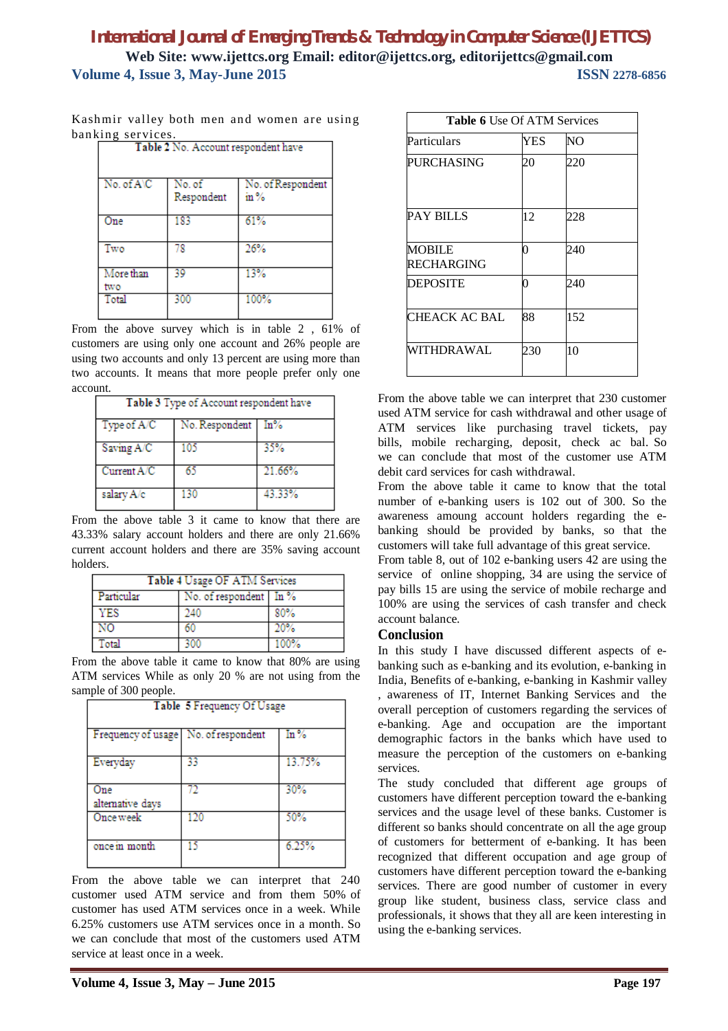Kashmir valley both men and women are using banking services.

| **Table 2** No. Account respondent have | | |
|---|---|---|
| No. of A\C | No. of Respondent | No. of Respondent in % |
| One | 183 | 61% |
| Two | 78 | 26% |
| More than two | 39 | 13% |
| Total | 300 | 100% |

From the above survey which is in table 2 , 61% of customers are using only one account and 26% people are using two accounts and only 13 percent are using more than two accounts. It means that more people prefer only one account.

| **Table 3** Type of Account respondent have | | |
|---|---|---|
| Type of A/C | No. Respondent | In% |
| Saving A/C | 105 | 35% |
| Current A/C | 65 | 21.66% |
| salary A/c | 130 | 43.33% |

From the above table 3 it came to know that there are 43.33% salary account holders and there are only 21.66% current account holders and there are 35% saving account holders.

| **Table 4** Usage OF ATM Services | | |
|---|---|---|
| Particular | No. of respondent | In % |
| YES | 240 | 80% |
| NO | 60 | 20% |
| Total | 300 | 100% |

From the above table it came to know that 80% are using ATM services While as only 20 % are not using from the sample of 300 people.

| **Table 5** Frequency Of Usage | | |
|---|---|---|
| Frequency of usage | No. of respondent | In % |
| Everyday | 33 | 13.75% |
| One alternative days | 72 | 30% |
| Once week | 120 | 50% |
| once in month | 15 | 6.25% |

From the above table we can interpret that 240 customer used ATM service and from them 50% of customer has used ATM services once in a week. While 6.25% customers use ATM services once in a month. So we can conclude that most of the customers used ATM service at least once in a week.

| **Table 6** Use Of ATM Services | | |
|---|---|---|
| Particulars | YES | NO |
| PURCHASING | 20 | 220 |
| PAY BILLS | 12 | 228 |
| MOBILE RECHARGING | 0 | 240 |
| DEPOSITE | 0 | 240 |
| CHEACK AC BAL | 88 | 152 |
| WITHDRAWAL | 230 | 10 |

From the above table we can interpret that 230 customer used ATM service for cash withdrawal and other usage of ATM services like purchasing travel tickets, pay bills, mobile recharging, deposit, check ac bal. So we can conclude that most of the customer use ATM debit card services for cash withdrawal.

From the above table it came to know that the total number of e-banking users is 102 out of 300. So the awareness amoung account holders regarding the e-banking should be provided by banks, so that the customers will take full advantage of this great service.

From table 8, out of 102 e-banking users 42 are using the service of online shopping, 34 are using the service of pay bills 15 are using the service of mobile recharge and 100% are using the services of cash transfer and check account balance.

## Conclusion

In this study I have discussed different aspects of e-banking such as e-banking and its evolution, e-banking in India, Benefits of e-banking, e-banking in Kashmir valley , awareness of IT, Internet Banking Services and the overall perception of customers regarding the services of e-banking. Age and occupation are the important demographic factors in the banks which have used to measure the perception of the customers on e-banking services.

The study concluded that different age groups of customers have different perception toward the e-banking services and the usage level of these banks. Customer is different so banks should concentrate on all the age group of customers for betterment of e-banking. It has been recognized that different occupation and age group of customers have different perception toward the e-banking services. There are good number of customer in every group like student, business class, service class and professionals, it shows that they all are keen interesting in using the e-banking services.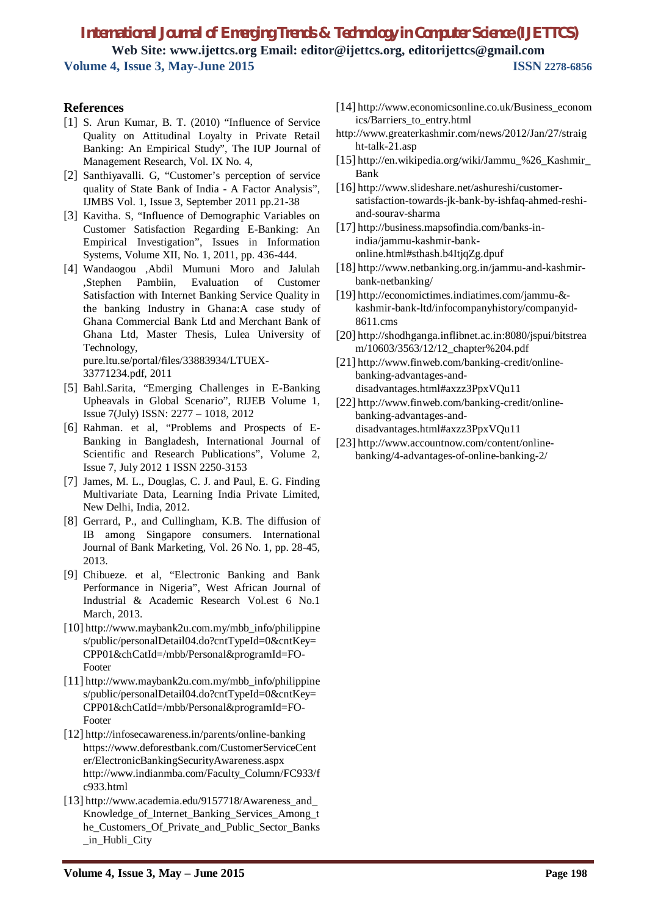## References

[1] S. Arun Kumar, B. T. (2010) "Influence of Service Quality on Attitudinal Loyalty in Private Retail Banking: An Empirical Study", The IUP Journal of Management Research, Vol. IX No. 4,

[2] Santhiyavalli. G, "Customer's perception of service quality of State Bank of India - A Factor Analysis", IJMBS Vol. 1, Issue 3, September 2011 pp.21-38

[3] Kavitha. S, "Influence of Demographic Variables on Customer Satisfaction Regarding E-Banking: An Empirical Investigation", Issues in Information Systems, Volume XII, No. 1, 2011, pp. 436-444.

[4] Wandaogou ,Abdil Mumuni Moro and Jalulah ,Stephen Pambiin, Evaluation of Customer Satisfaction with Internet Banking Service Quality in the banking Industry in Ghana:A case study of Ghana Commercial Bank Ltd and Merchant Bank of Ghana Ltd, Master Thesis, Lulea University of Technology, pure.ltu.se/portal/files/33883934/LTUEX-33771234.pdf, 2011

[5] Bahl.Sarita, "Emerging Challenges in E-Banking Upheavals in Global Scenario", RIJEB Volume 1, Issue 7(July) ISSN: 2277 – 1018, 2012

[6] Rahman. et al, "Problems and Prospects of E-Banking in Bangladesh, International Journal of Scientific and Research Publications", Volume 2, Issue 7, July 2012 1 ISSN 2250-3153

[7] James, M. L., Douglas, C. J. and Paul, E. G. Finding Multivariate Data, Learning India Private Limited, New Delhi, India, 2012.

[8] Gerrard, P., and Cullingham, K.B. The diffusion of IB among Singapore consumers. International Journal of Bank Marketing, Vol. 26 No. 1, pp. 28-45, 2013.

[9] Chibueze. et al, "Electronic Banking and Bank Performance in Nigeria", West African Journal of Industrial & Academic Research Vol.est 6 No.1 March, 2013.

[10] http://www.maybank2u.com.my/mbb_info/philippines/public/personalDetail04.do?cntTypeId=0&cntKey=CPP01&chCatId=/mbb/Personal&programId=FO-Footer

[11] http://www.maybank2u.com.my/mbb_info/philippines/public/personalDetail04.do?cntTypeId=0&cntKey=CPP01&chCatId=/mbb/Personal&programId=FO-Footer

[12] http://infosecawareness.in/parents/online-banking https://www.deforestbank.com/CustomerServiceCenter/ElectronicBankingSecurityAwareness.aspx http://www.indianmba.com/Faculty_Column/FC933/fc933.html

[13] http://www.academia.edu/9157718/Awareness_and_Knowledge_of_Internet_Banking_Services_Among_the_Customers_Of_Private_and_Public_Sector_Banks_in_Hubli_City

[14] http://www.economicsonline.co.uk/Business_economics/Barriers_to_entry.html
http://www.greaterkashmir.com/news/2012/Jan/27/straight-talk-21.asp

[15] http://en.wikipedia.org/wiki/Jammu_%26_Kashmir_Bank

[16] http://www.slideshare.net/ashureshi/customer-satisfaction-towards-jk-bank-by-ishfaq-ahmed-reshi-and-sourav-sharma

[17] http://business.mapsofindia.com/banks-in-india/jammu-kashmir-bank-online.html#sthash.b4ItjqZg.dpuf

[18] http://www.netbanking.org.in/jammu-and-kashmir-bank-netbanking/

[19] http://economictimes.indiatimes.com/jammu-&-kashmir-bank-ltd/infocompanyhistory/companyid-8611.cms

[20] http://shodhganga.inflibnet.ac.in:8080/jspui/bitstream/10603/3563/12/12_chapter%204.pdf

[21] http://www.finweb.com/banking-credit/online-banking-advantages-and-disadvantages.html#axzz3PpxVQu11

[22] http://www.finweb.com/banking-credit/online-banking-advantages-and-disadvantages.html#axzz3PpxVQu11

[23] http://www.accountnow.com/content/online-banking/4-advantages-of-online-banking-2/